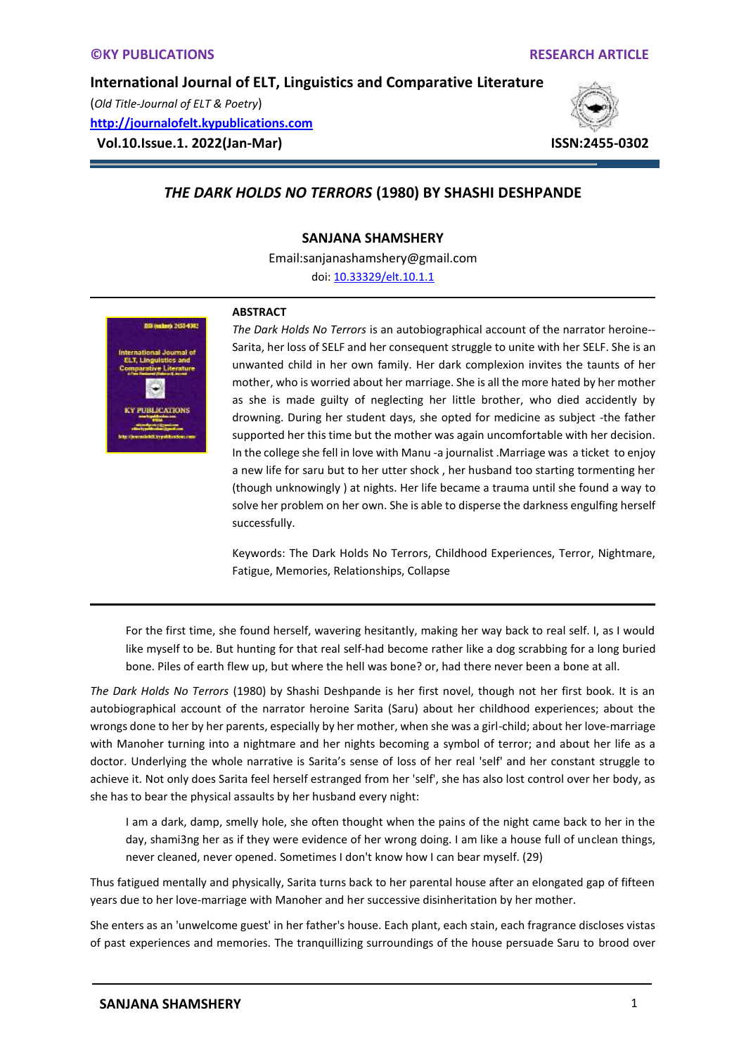# *THE DARK HOLDS NO TERRORS* (1980) BY SHASHI DESHPANDE

**SANJANA SHAMSHERY**

Email:sanjanashamshery@gmail.com

doi: 10.33329/elt.10.1.1

**ABSTRACT**

*The Dark Holds No Terrors* is an autobiographical account of the narrator heroine--Sarita, her loss of SELF and her consequent struggle to unite with her SELF. She is an unwanted child in her own family. Her dark complexion invites the taunts of her mother, who is worried about her marriage. She is all the more hated by her mother as she is made guilty of neglecting her little brother, who died accidently by drowning. During her student days, she opted for medicine as subject -the father supported her this time but the mother was again uncomfortable with her decision. In the college she fell in love with Manu -a journalist .Marriage was a ticket to enjoy a new life for saru but to her utter shock , her husband too starting tormenting her (though unknowingly ) at nights. Her life became a trauma until she found a way to solve her problem on her own. She is able to disperse the darkness engulfing herself successfully.

Keywords: The Dark Holds No Terrors, Childhood Experiences, Terror, Nightmare, Fatigue, Memories, Relationships, Collapse

---

> For the first time, she found herself, wavering hesitantly, making her way back to real self. I, as I would like myself to be. But hunting for that real self-had become rather like a dog scrabbing for a long buried bone. Piles of earth flew up, but where the hell was bone? or, had there never been a bone at all.

*The Dark Holds No Terrors* (1980) by Shashi Deshpande is her first novel, though not her first book. It is an autobiographical account of the narrator heroine Sarita (Saru) about her childhood experiences; about the wrongs done to her by her parents, especially by her mother, when she was a girl-child; about her love-marriage with Manoher turning into a nightmare and her nights becoming a symbol of terror; and about her life as a doctor. Underlying the whole narrative is Sarita's sense of loss of her real 'self' and her constant struggle to achieve it. Not only does Sarita feel herself estranged from her 'self', she has also lost control over her body, as she has to bear the physical assaults by her husband every night:

> I am a dark, damp, smelly hole, she often thought when the pains of the night came back to her in the day, shami3ng her as if they were evidence of her wrong doing. I am like a house full of unclean things, never cleaned, never opened. Sometimes I don't know how I can bear myself. (29)

Thus fatigued mentally and physically, Sarita turns back to her parental house after an elongated gap of fifteen years due to her love-marriage with Manoher and her successive disinheritation by her mother.

She enters as an 'unwelcome guest' in her father's house. Each plant, each stain, each fragrance discloses vistas of past experiences and memories. The tranquillizing surroundings of the house persuade Saru to brood over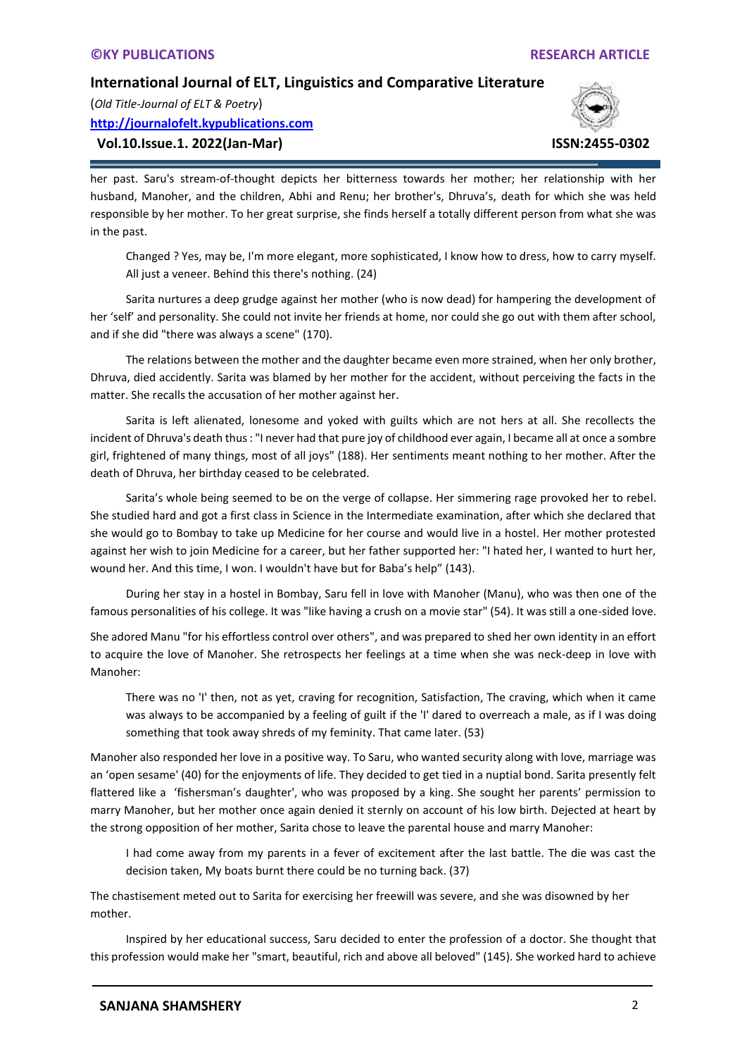her past. Saru's stream-of-thought depicts her bitterness towards her mother; her relationship with her husband, Manoher, and the children, Abhi and Renu; her brother's, Dhruva's, death for which she was held responsible by her mother. To her great surprise, she finds herself a totally different person from what she was in the past.

> Changed ? Yes, may be, I'm more elegant, more sophisticated, I know how to dress, how to carry myself. All just a veneer. Behind this there's nothing. (24)

Sarita nurtures a deep grudge against her mother (who is now dead) for hampering the development of her 'self' and personality. She could not invite her friends at home, nor could she go out with them after school, and if she did "there was always a scene" (170).

The relations between the mother and the daughter became even more strained, when her only brother, Dhruva, died accidently. Sarita was blamed by her mother for the accident, without perceiving the facts in the matter. She recalls the accusation of her mother against her.

Sarita is left alienated, lonesome and yoked with guilts which are not hers at all. She recollects the incident of Dhruva's death thus : "I never had that pure joy of childhood ever again, I became all at once a sombre girl, frightened of many things, most of all joys" (188). Her sentiments meant nothing to her mother. After the death of Dhruva, her birthday ceased to be celebrated.

Sarita's whole being seemed to be on the verge of collapse. Her simmering rage provoked her to rebel. She studied hard and got a first class in Science in the Intermediate examination, after which she declared that she would go to Bombay to take up Medicine for her course and would live in a hostel. Her mother protested against her wish to join Medicine for a career, but her father supported her: "I hated her, I wanted to hurt her, wound her. And this time, I won. I wouldn't have but for Baba's help" (143).

During her stay in a hostel in Bombay, Saru fell in love with Manoher (Manu), who was then one of the famous personalities of his college. It was "like having a crush on a movie star" (54). It was still a one-sided love.

She adored Manu "for his effortless control over others", and was prepared to shed her own identity in an effort to acquire the love of Manoher. She retrospects her feelings at a time when she was neck-deep in love with Manoher:

> There was no 'I' then, not as yet, craving for recognition, Satisfaction, The craving, which when it came was always to be accompanied by a feeling of guilt if the 'I' dared to overreach a male, as if I was doing something that took away shreds of my feminity. That came later. (53)

Manoher also responded her love in a positive way. To Saru, who wanted security along with love, marriage was an 'open sesame' (40) for the enjoyments of life. They decided to get tied in a nuptial bond. Sarita presently felt flattered like a 'fishersman's daughter', who was proposed by a king. She sought her parents' permission to marry Manoher, but her mother once again denied it sternly on account of his low birth. Dejected at heart by the strong opposition of her mother, Sarita chose to leave the parental house and marry Manoher:

> I had come away from my parents in a fever of excitement after the last battle. The die was cast the decision taken, My boats burnt there could be no turning back. (37)

The chastisement meted out to Sarita for exercising her freewill was severe, and she was disowned by her mother.

Inspired by her educational success, Saru decided to enter the profession of a doctor. She thought that this profession would make her "smart, beautiful, rich and above all beloved" (145). She worked hard to achieve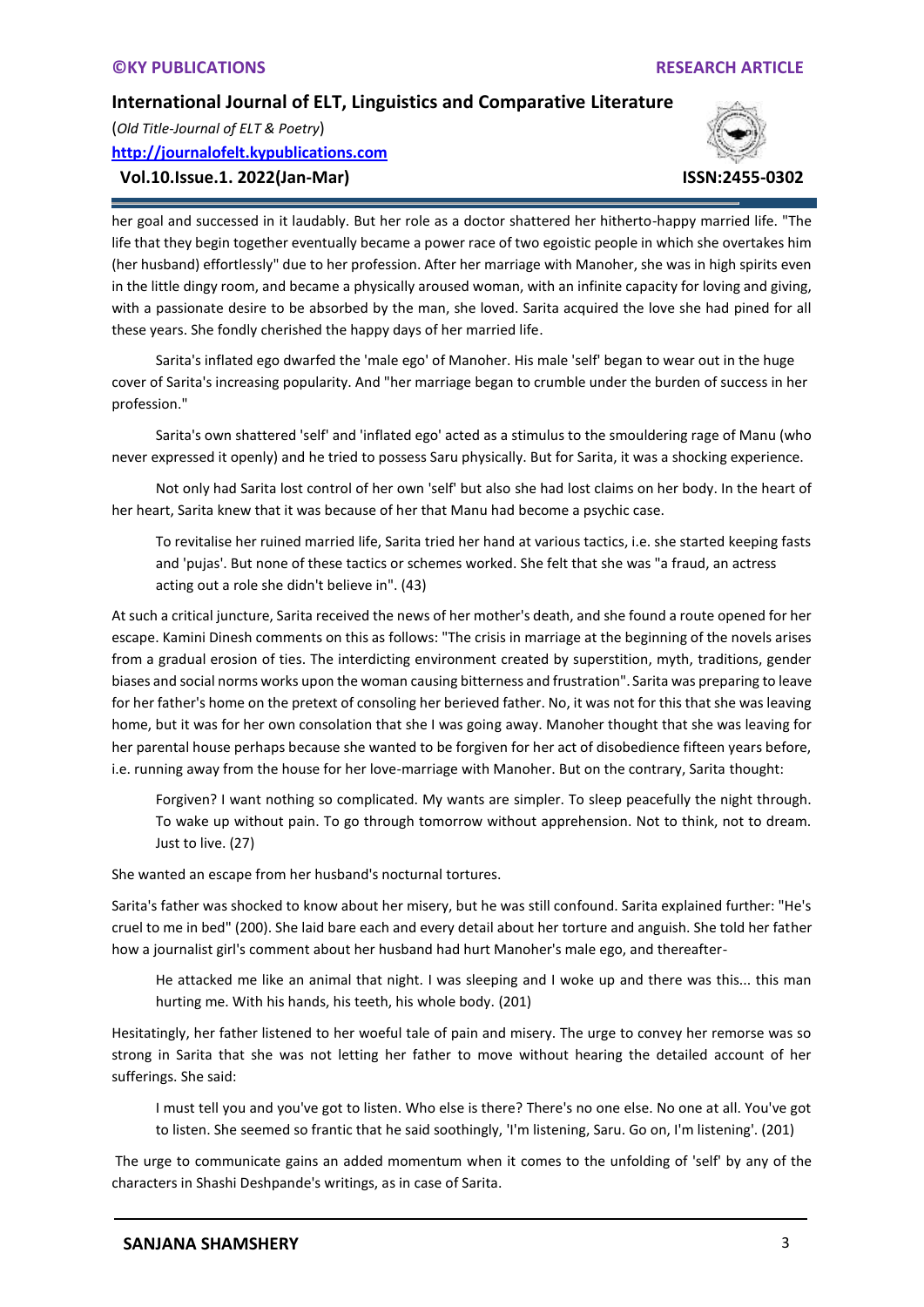her goal and successed in it laudably. But her role as a doctor shattered her hitherto-happy married life. "The life that they begin together eventually became a power race of two egoistic people in which she overtakes him (her husband) effortlessly" due to her profession. After her marriage with Manoher, she was in high spirits even in the little dingy room, and became a physically aroused woman, with an infinite capacity for loving and giving, with a passionate desire to be absorbed by the man, she loved. Sarita acquired the love she had pined for all these years. She fondly cherished the happy days of her married life.

Sarita's inflated ego dwarfed the 'male ego' of Manoher. His male 'self' began to wear out in the huge cover of Sarita's increasing popularity. And "her marriage began to crumble under the burden of success in her profession."

Sarita's own shattered 'self' and 'inflated ego' acted as a stimulus to the smouldering rage of Manu (who never expressed it openly) and he tried to possess Saru physically. But for Sarita, it was a shocking experience.

Not only had Sarita lost control of her own 'self' but also she had lost claims on her body. In the heart of her heart, Sarita knew that it was because of her that Manu had become a psychic case.

> To revitalise her ruined married life, Sarita tried her hand at various tactics, i.e. she started keeping fasts and 'pujas'. But none of these tactics or schemes worked. She felt that she was "a fraud, an actress acting out a role she didn't believe in". (43)

At such a critical juncture, Sarita received the news of her mother's death, and she found a route opened for her escape. Kamini Dinesh comments on this as follows: "The crisis in marriage at the beginning of the novels arises from a gradual erosion of ties. The interdicting environment created by superstition, myth, traditions, gender biases and social norms works upon the woman causing bitterness and frustration". Sarita was preparing to leave for her father's home on the pretext of consoling her berieved father. No, it was not for this that she was leaving home, but it was for her own consolation that she I was going away. Manoher thought that she was leaving for her parental house perhaps because she wanted to be forgiven for her act of disobedience fifteen years before, i.e. running away from the house for her love-marriage with Manoher. But on the contrary, Sarita thought:

> Forgiven? I want nothing so complicated. My wants are simpler. To sleep peacefully the night through. To wake up without pain. To go through tomorrow without apprehension. Not to think, not to dream. Just to live. (27)

She wanted an escape from her husband's nocturnal tortures.

Sarita's father was shocked to know about her misery, but he was still confound. Sarita explained further: "He's cruel to me in bed" (200). She laid bare each and every detail about her torture and anguish. She told her father how a journalist girl's comment about her husband had hurt Manoher's male ego, and thereafter-

> He attacked me like an animal that night. I was sleeping and I woke up and there was this... this man hurting me. With his hands, his teeth, his whole body. (201)

Hesitatingly, her father listened to her woeful tale of pain and misery. The urge to convey her remorse was so strong in Sarita that she was not letting her father to move without hearing the detailed account of her sufferings. She said:

> I must tell you and you've got to listen. Who else is there? There's no one else. No one at all. You've got to listen. She seemed so frantic that he said soothingly, 'I'm listening, Saru. Go on, I'm listening'. (201)

The urge to communicate gains an added momentum when it comes to the unfolding of 'self' by any of the characters in Shashi Deshpande's writings, as in case of Sarita.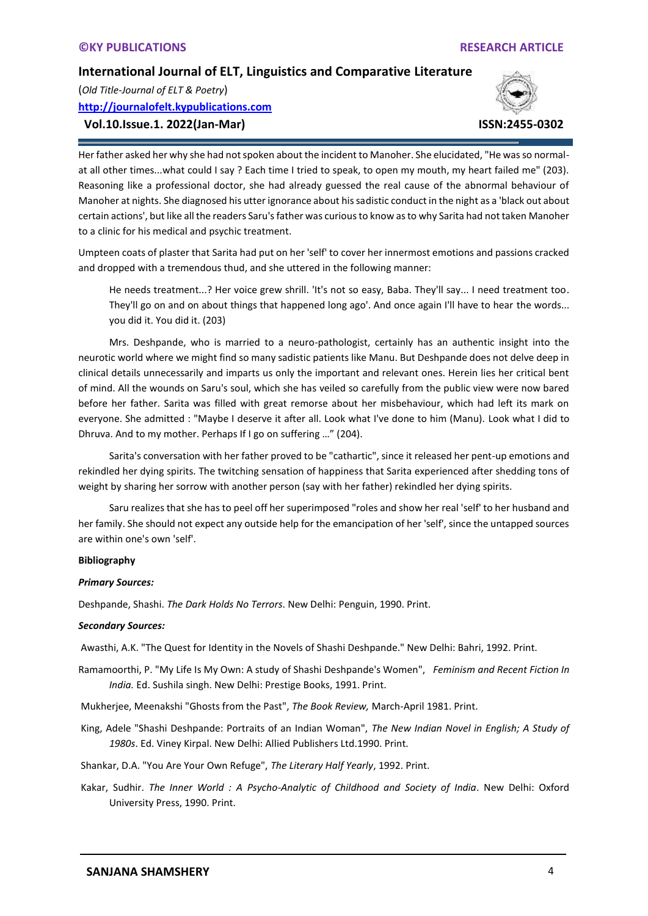Her father asked her why she had not spoken about the incident to Manoher. She elucidated, "He was so normal-at all other times...what could I say ? Each time I tried to speak, to open my mouth, my heart failed me" (203). Reasoning like a professional doctor, she had already guessed the real cause of the abnormal behaviour of Manoher at nights. She diagnosed his utter ignorance about his sadistic conduct in the night as a 'black out about certain actions', but like all the readers Saru's father was curious to know as to why Sarita had not taken Manoher to a clinic for his medical and psychic treatment.

Umpteen coats of plaster that Sarita had put on her 'self' to cover her innermost emotions and passions cracked and dropped with a tremendous thud, and she uttered in the following manner:

> He needs treatment...? Her voice grew shrill. 'It's not so easy, Baba. They'll say... I need treatment too. They'll go on and on about things that happened long ago'. And once again I'll have to hear the words... you did it. You did it. (203)

Mrs. Deshpande, who is married to a neuro-pathologist, certainly has an authentic insight into the neurotic world where we might find so many sadistic patients like Manu. But Deshpande does not delve deep in clinical details unnecessarily and imparts us only the important and relevant ones. Herein lies her critical bent of mind. All the wounds on Saru's soul, which she has veiled so carefully from the public view were now bared before her father. Sarita was filled with great remorse about her misbehaviour, which had left its mark on everyone. She admitted : "Maybe I deserve it after all. Look what I've done to him (Manu). Look what I did to Dhruva. And to my mother. Perhaps If I go on suffering …" (204).

Sarita's conversation with her father proved to be "cathartic", since it released her pent-up emotions and rekindled her dying spirits. The twitching sensation of happiness that Sarita experienced after shedding tons of weight by sharing her sorrow with another person (say with her father) rekindled her dying spirits.

Saru realizes that she has to peel off her superimposed "roles and show her real 'self' to her husband and her family. She should not expect any outside help for the emancipation of her 'self', since the untapped sources are within one's own 'self'.

**Bibliography**

***Primary Sources:***

Deshpande, Shashi. *The Dark Holds No Terrors*. New Delhi: Penguin, 1990. Print.

***Secondary Sources:***

Awasthi, A.K. "The Quest for Identity in the Novels of Shashi Deshpande." New Delhi: Bahri, 1992. Print.

Ramamoorthi, P. "My Life Is My Own: A study of Shashi Deshpande's Women", *Feminism and Recent Fiction In India.* Ed. Sushila singh. New Delhi: Prestige Books, 1991. Print.

Mukherjee, Meenakshi "Ghosts from the Past", *The Book Review,* March-April 1981. Print.

King, Adele "Shashi Deshpande: Portraits of an Indian Woman", *The New Indian Novel in English; A Study of 1980s*. Ed. Viney Kirpal. New Delhi: Allied Publishers Ltd.1990. Print.

Shankar, D.A. "You Are Your Own Refuge", *The Literary Half Yearly*, 1992. Print.

Kakar, Sudhir. *The Inner World : A Psycho-Analytic of Childhood and Society of India*. New Delhi: Oxford University Press, 1990. Print.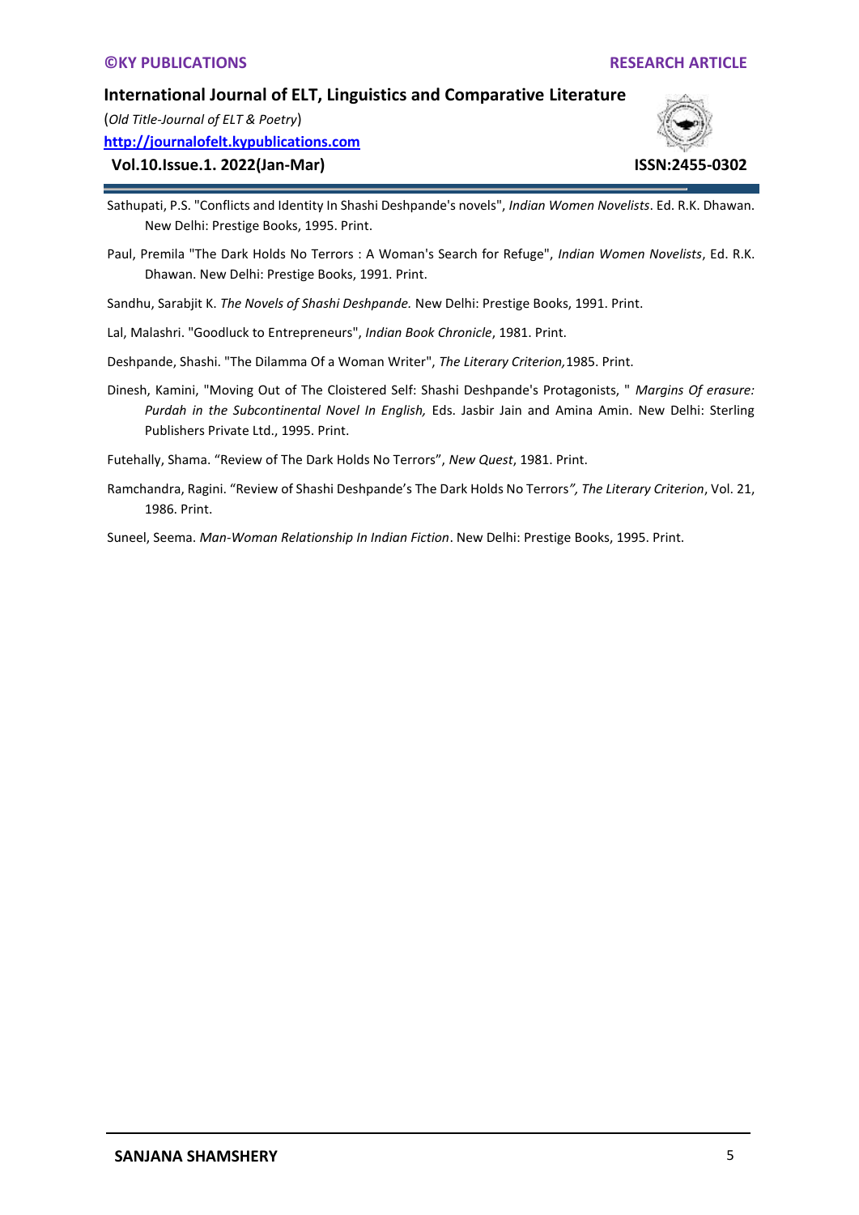Sathupati, P.S. "Conflicts and Identity In Shashi Deshpande's novels", *Indian Women Novelists*. Ed. R.K. Dhawan. New Delhi: Prestige Books, 1995. Print.

Paul, Premila "The Dark Holds No Terrors : A Woman's Search for Refuge", *Indian Women Novelists*, Ed. R.K. Dhawan. New Delhi: Prestige Books, 1991. Print.

Sandhu, Sarabjit K. *The Novels of Shashi Deshpande.* New Delhi: Prestige Books, 1991. Print.

Lal, Malashri. "Goodluck to Entrepreneurs", *Indian Book Chronicle*, 1981. Print.

Deshpande, Shashi. "The Dilamma Of a Woman Writer", *The Literary Criterion,*1985. Print.

Dinesh, Kamini, "Moving Out of The Cloistered Self: Shashi Deshpande's Protagonists, " *Margins Of erasure: Purdah in the Subcontinental Novel In English,* Eds. Jasbir Jain and Amina Amin. New Delhi: Sterling Publishers Private Ltd., 1995. Print.

Futehally, Shama. "Review of The Dark Holds No Terrors", *New Quest*, 1981. Print.

Ramchandra, Ragini. "Review of Shashi Deshpande's The Dark Holds No Terrors*", The Literary Criterion*, Vol. 21, 1986. Print.

Suneel, Seema. *Man-Woman Relationship In Indian Fiction*. New Delhi: Prestige Books, 1995. Print.